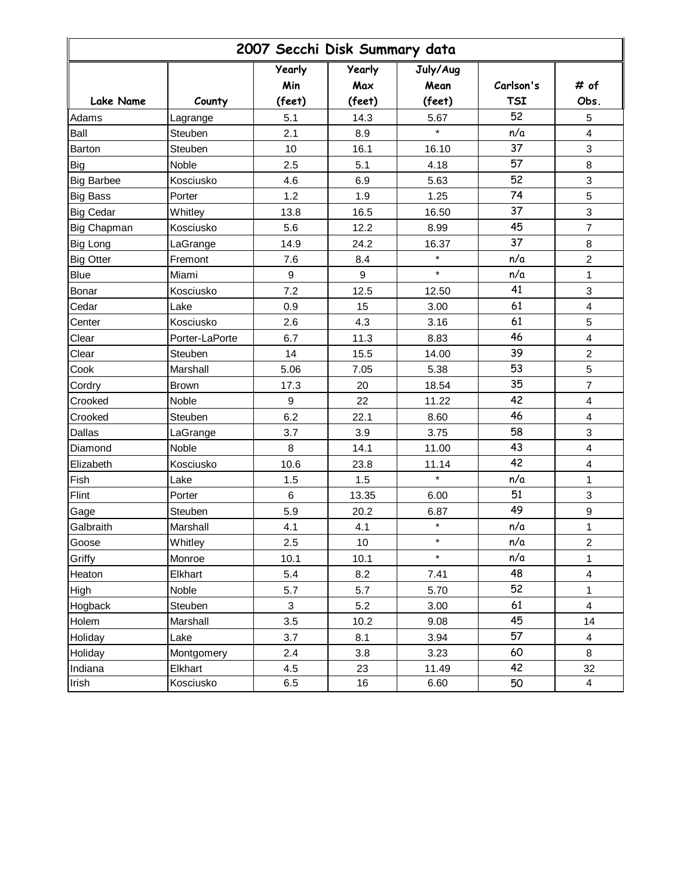# 2007 Secchi Disk Summary data

| Lake Name | County | Yearly Min (feet) | Yearly Max (feet) | July/Aug Mean (feet) | Carlson's TSI | # of Obs. |
|---|---|---|---|---|---|---|
| Adams | Lagrange | 5.1 | 14.3 | 5.67 | 52 | 5 |
| Ball | Steuben | 2.1 | 8.9 | * | n/a | 4 |
| Barton | Steuben | 10 | 16.1 | 16.10 | 37 | 3 |
| Big | Noble | 2.5 | 5.1 | 4.18 | 57 | 8 |
| Big Barbee | Kosciusko | 4.6 | 6.9 | 5.63 | 52 | 3 |
| Big Bass | Porter | 1.2 | 1.9 | 1.25 | 74 | 5 |
| Big Cedar | Whitley | 13.8 | 16.5 | 16.50 | 37 | 3 |
| Big Chapman | Kosciusko | 5.6 | 12.2 | 8.99 | 45 | 7 |
| Big Long | LaGrange | 14.9 | 24.2 | 16.37 | 37 | 8 |
| Big Otter | Fremont | 7.6 | 8.4 | * | n/a | 2 |
| Blue | Miami | 9 | 9 | * | n/a | 1 |
| Bonar | Kosciusko | 7.2 | 12.5 | 12.50 | 41 | 3 |
| Cedar | Lake | 0.9 | 15 | 3.00 | 61 | 4 |
| Center | Kosciusko | 2.6 | 4.3 | 3.16 | 61 | 5 |
| Clear | Porter-LaPorte | 6.7 | 11.3 | 8.83 | 46 | 4 |
| Clear | Steuben | 14 | 15.5 | 14.00 | 39 | 2 |
| Cook | Marshall | 5.06 | 7.05 | 5.38 | 53 | 5 |
| Cordry | Brown | 17.3 | 20 | 18.54 | 35 | 7 |
| Crooked | Noble | 9 | 22 | 11.22 | 42 | 4 |
| Crooked | Steuben | 6.2 | 22.1 | 8.60 | 46 | 4 |
| Dallas | LaGrange | 3.7 | 3.9 | 3.75 | 58 | 3 |
| Diamond | Noble | 8 | 14.1 | 11.00 | 43 | 4 |
| Elizabeth | Kosciusko | 10.6 | 23.8 | 11.14 | 42 | 4 |
| Fish | Lake | 1.5 | 1.5 | * | n/a | 1 |
| Flint | Porter | 6 | 13.35 | 6.00 | 51 | 3 |
| Gage | Steuben | 5.9 | 20.2 | 6.87 | 49 | 9 |
| Galbraith | Marshall | 4.1 | 4.1 | * | n/a | 1 |
| Goose | Whitley | 2.5 | 10 | * | n/a | 2 |
| Griffy | Monroe | 10.1 | 10.1 | * | n/a | 1 |
| Heaton | Elkhart | 5.4 | 8.2 | 7.41 | 48 | 4 |
| High | Noble | 5.7 | 5.7 | 5.70 | 52 | 1 |
| Hogback | Steuben | 3 | 5.2 | 3.00 | 61 | 4 |
| Holem | Marshall | 3.5 | 10.2 | 9.08 | 45 | 14 |
| Holiday | Lake | 3.7 | 8.1 | 3.94 | 57 | 4 |
| Holiday | Montgomery | 2.4 | 3.8 | 3.23 | 60 | 8 |
| Indiana | Elkhart | 4.5 | 23 | 11.49 | 42 | 32 |
| Irish | Kosciusko | 6.5 | 16 | 6.60 | 50 | 4 |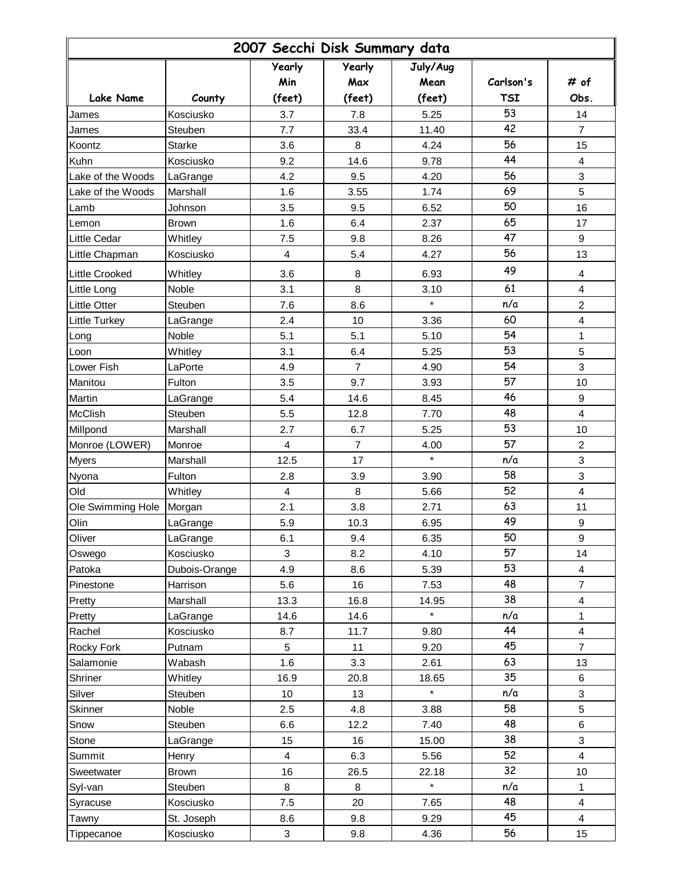| 2007 Secchi Disk Summary data | | | | | | |
|---|---|---|---|---|---|---|
| Lake Name | County | Yearly Min (feet) | Yearly Max (feet) | July/Aug Mean (feet) | Carlson's TSI | # of Obs. |
| James | Kosciusko | 3.7 | 7.8 | 5.25 | 53 | 14 |
| James | Steuben | 7.7 | 33.4 | 11.40 | 42 | 7 |
| Koontz | Starke | 3.6 | 8 | 4.24 | 56 | 15 |
| Kuhn | Kosciusko | 9.2 | 14.6 | 9.78 | 44 | 4 |
| Lake of the Woods | LaGrange | 4.2 | 9.5 | 4.20 | 56 | 3 |
| Lake of the Woods | Marshall | 1.6 | 3.55 | 1.74 | 69 | 5 |
| Lamb | Johnson | 3.5 | 9.5 | 6.52 | 50 | 16 |
| Lemon | Brown | 1.6 | 6.4 | 2.37 | 65 | 17 |
| Little Cedar | Whitley | 7.5 | 9.8 | 8.26 | 47 | 9 |
| Little Chapman | Kosciusko | 4 | 5.4 | 4.27 | 56 | 13 |
| Little Crooked | Whitley | 3.6 | 8 | 6.93 | 49 | 4 |
| Little Long | Noble | 3.1 | 8 | 3.10 | 61 | 4 |
| Little Otter | Steuben | 7.6 | 8.6 | * | n/a | 2 |
| Little Turkey | LaGrange | 2.4 | 10 | 3.36 | 60 | 4 |
| Long | Noble | 5.1 | 5.1 | 5.10 | 54 | 1 |
| Loon | Whitley | 3.1 | 6.4 | 5.25 | 53 | 5 |
| Lower Fish | LaPorte | 4.9 | 7 | 4.90 | 54 | 3 |
| Manitou | Fulton | 3.5 | 9.7 | 3.93 | 57 | 10 |
| Martin | LaGrange | 5.4 | 14.6 | 8.45 | 46 | 9 |
| McClish | Steuben | 5.5 | 12.8 | 7.70 | 48 | 4 |
| Millpond | Marshall | 2.7 | 6.7 | 5.25 | 53 | 10 |
| Monroe (LOWER) | Monroe | 4 | 7 | 4.00 | 57 | 2 |
| Myers | Marshall | 12.5 | 17 | * | n/a | 3 |
| Nyona | Fulton | 2.8 | 3.9 | 3.90 | 58 | 3 |
| Old | Whitley | 4 | 8 | 5.66 | 52 | 4 |
| Ole Swimming Hole | Morgan | 2.1 | 3.8 | 2.71 | 63 | 11 |
| Olin | LaGrange | 5.9 | 10.3 | 6.95 | 49 | 9 |
| Oliver | LaGrange | 6.1 | 9.4 | 6.35 | 50 | 9 |
| Oswego | Kosciusko | 3 | 8.2 | 4.10 | 57 | 14 |
| Patoka | Dubois-Orange | 4.9 | 8.6 | 5.39 | 53 | 4 |
| Pinestone | Harrison | 5.6 | 16 | 7.53 | 48 | 7 |
| Pretty | Marshall | 13.3 | 16.8 | 14.95 | 38 | 4 |
| Pretty | LaGrange | 14.6 | 14.6 | * | n/a | 1 |
| Rachel | Kosciusko | 8.7 | 11.7 | 9.80 | 44 | 4 |
| Rocky Fork | Putnam | 5 | 11 | 9.20 | 45 | 7 |
| Salamonie | Wabash | 1.6 | 3.3 | 2.61 | 63 | 13 |
| Shriner | Whitley | 16.9 | 20.8 | 18.65 | 35 | 6 |
| Silver | Steuben | 10 | 13 | * | n/a | 3 |
| Skinner | Noble | 2.5 | 4.8 | 3.88 | 58 | 5 |
| Snow | Steuben | 6.6 | 12.2 | 7.40 | 48 | 6 |
| Stone | LaGrange | 15 | 16 | 15.00 | 38 | 3 |
| Summit | Henry | 4 | 6.3 | 5.56 | 52 | 4 |
| Sweetwater | Brown | 16 | 26.5 | 22.18 | 32 | 10 |
| Syl-van | Steuben | 8 | 8 | * | n/a | 1 |
| Syracuse | Kosciusko | 7.5 | 20 | 7.65 | 48 | 4 |
| Tawny | St. Joseph | 8.6 | 9.8 | 9.29 | 45 | 4 |
| Tippecanoe | Kosciusko | 3 | 9.8 | 4.36 | 56 | 15 |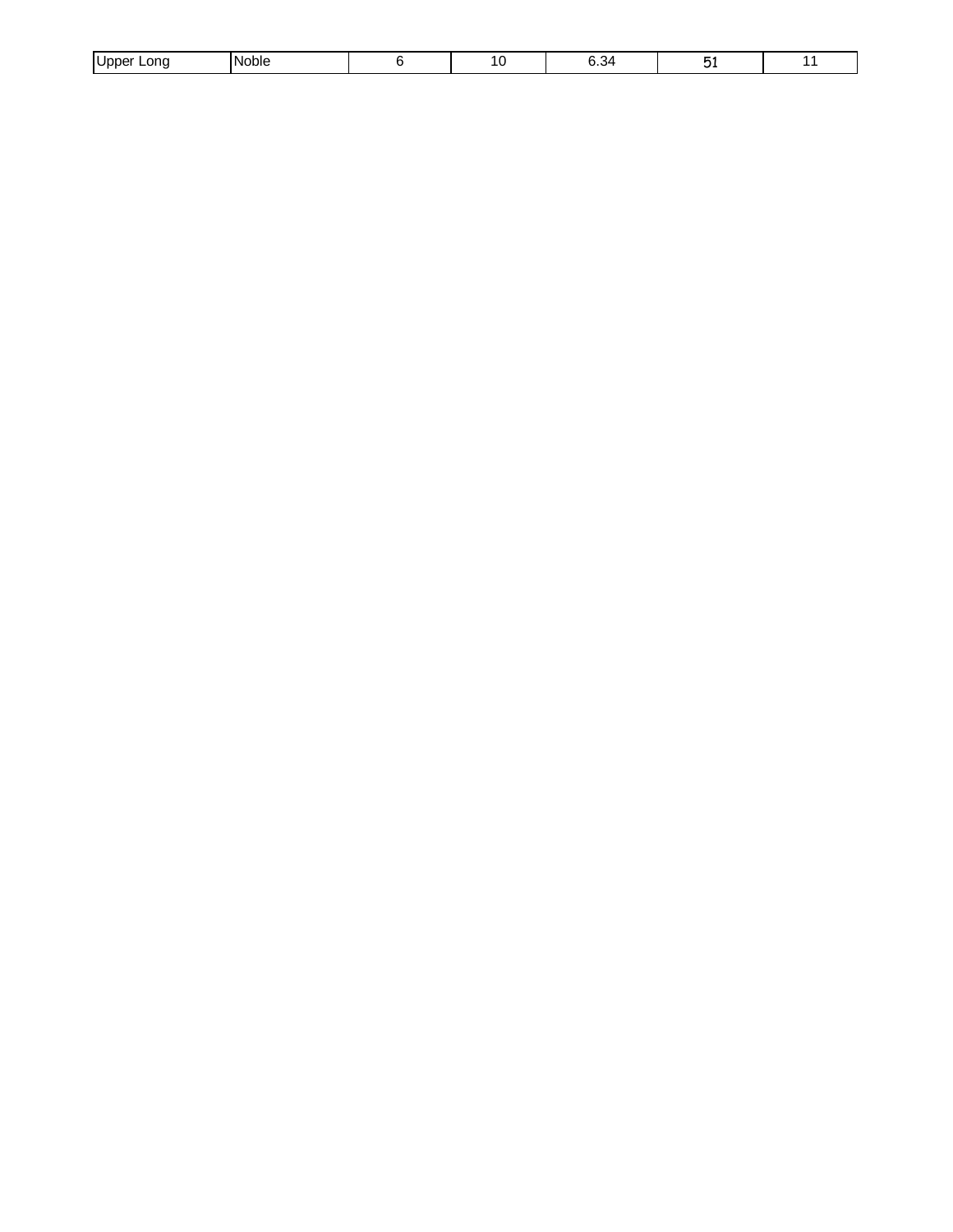| | | | | | | |
|---|---|---|---|---|---|---|
| Upper Long | Noble | 6 | 10 | 6.34 | 51 | 11 |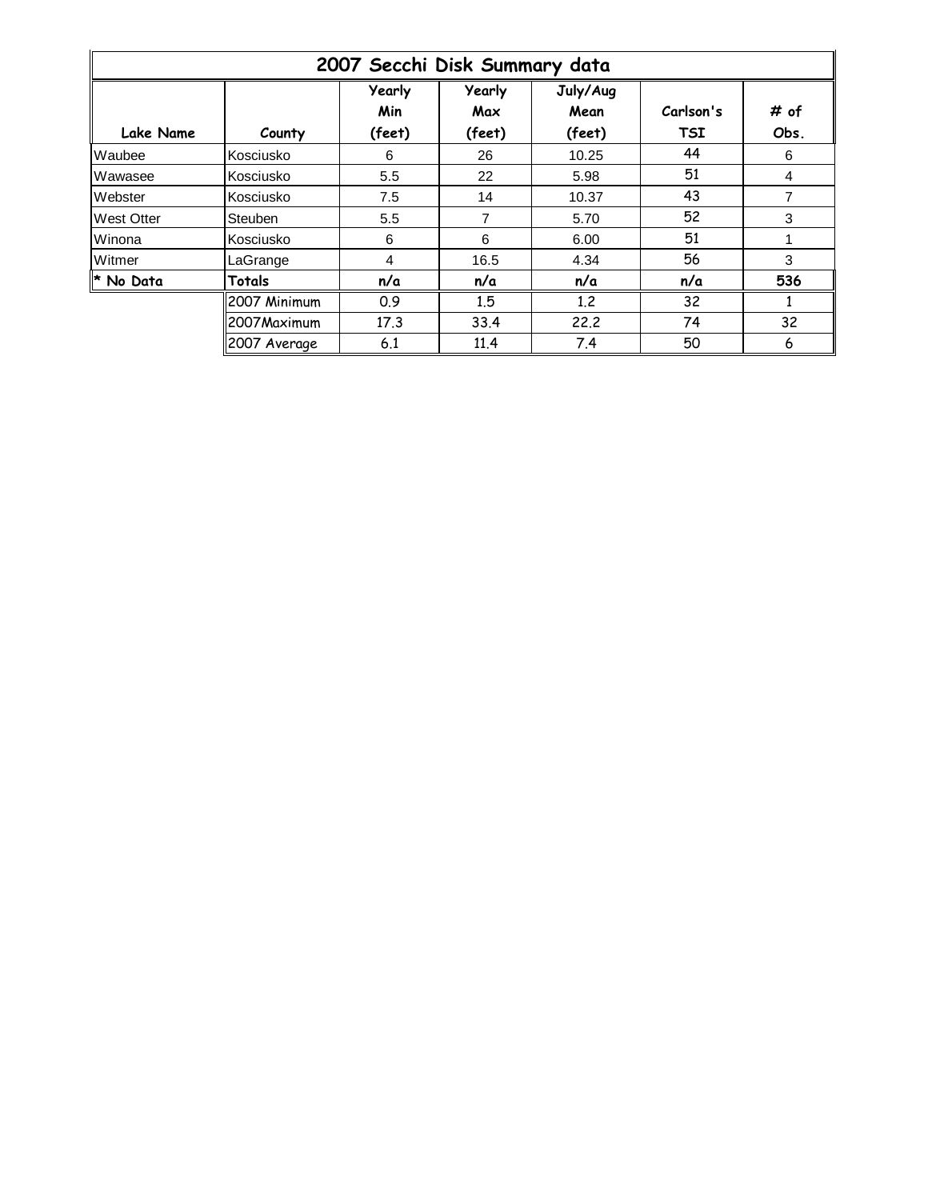| 2007 Secchi Disk Summary data | | | | | | |
|---|---|---|---|---|---|---|
| Lake Name | County | Yearly Min (feet) | Yearly Max (feet) | July/Aug Mean (feet) | Carlson's TSI | # of Obs. |
| Waubee | Kosciusko | 6 | 26 | 10.25 | 44 | 6 |
| Wawasee | Kosciusko | 5.5 | 22 | 5.98 | 51 | 4 |
| Webster | Kosciusko | 7.5 | 14 | 10.37 | 43 | 7 |
| West Otter | Steuben | 5.5 | 7 | 5.70 | 52 | 3 |
| Winona | Kosciusko | 6 | 6 | 6.00 | 51 | 1 |
| Witmer | LaGrange | 4 | 16.5 | 4.34 | 56 | 3 |
| * No Data | Totals | n/a | n/a | n/a | n/a | 536 |
| | 2007 Minimum | 0.9 | 1.5 | 1.2 | 32 | 1 |
| | 2007Maximum | 17.3 | 33.4 | 22.2 | 74 | 32 |
| | 2007 Average | 6.1 | 11.4 | 7.4 | 50 | 6 |